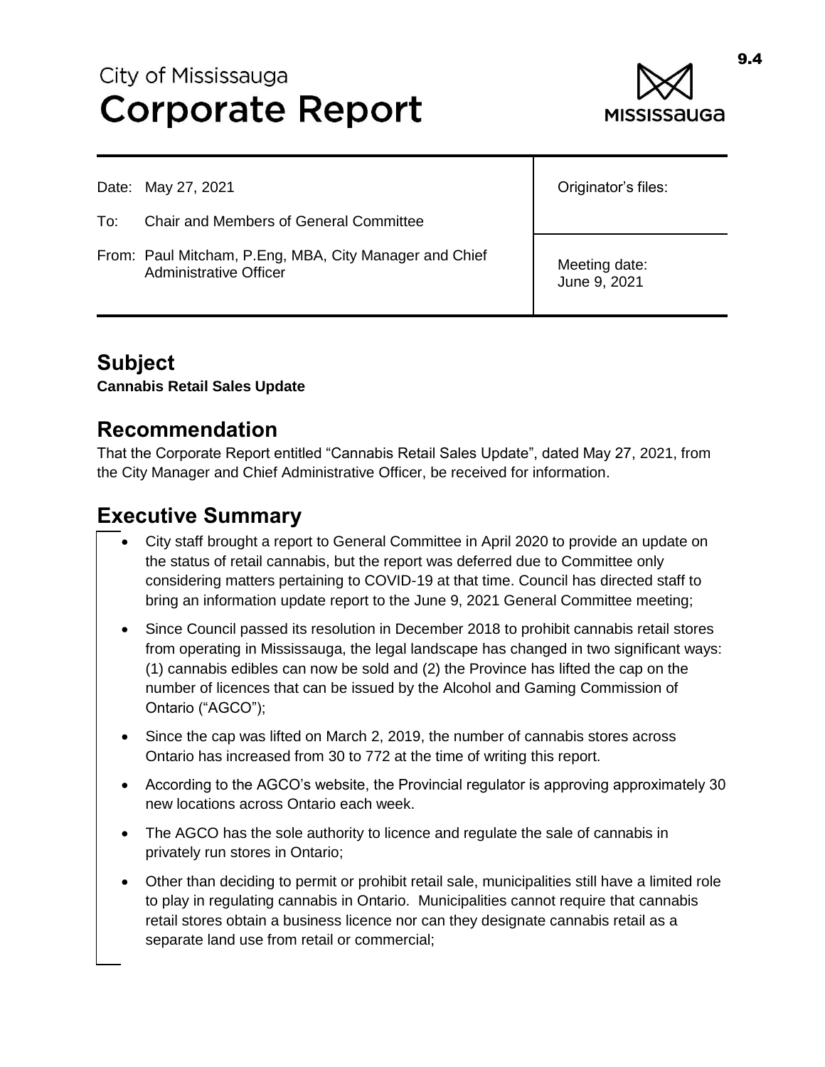City of Mississauga

# Corporate Report

| | |
|---|---|
| Date: May 27, 2021 | Originator's files: |
| To: Chair and Members of General Committee | |
| From: Paul Mitcham, P.Eng, MBA, City Manager and Chief Administrative Officer | Meeting date: June 9, 2021 |

## Subject

**Cannabis Retail Sales Update**

## Recommendation

That the Corporate Report entitled "Cannabis Retail Sales Update", dated May 27, 2021, from the City Manager and Chief Administrative Officer, be received for information.

## Executive Summary

- City staff brought a report to General Committee in April 2020 to provide an update on the status of retail cannabis, but the report was deferred due to Committee only considering matters pertaining to COVID-19 at that time. Council has directed staff to bring an information update report to the June 9, 2021 General Committee meeting;
- Since Council passed its resolution in December 2018 to prohibit cannabis retail stores from operating in Mississauga, the legal landscape has changed in two significant ways: (1) cannabis edibles can now be sold and (2) the Province has lifted the cap on the number of licences that can be issued by the Alcohol and Gaming Commission of Ontario ("AGCO");
- Since the cap was lifted on March 2, 2019, the number of cannabis stores across Ontario has increased from 30 to 772 at the time of writing this report.
- According to the AGCO's website, the Provincial regulator is approving approximately 30 new locations across Ontario each week.
- The AGCO has the sole authority to licence and regulate the sale of cannabis in privately run stores in Ontario;
- Other than deciding to permit or prohibit retail sale, municipalities still have a limited role to play in regulating cannabis in Ontario. Municipalities cannot require that cannabis retail stores obtain a business licence nor can they designate cannabis retail as a separate land use from retail or commercial;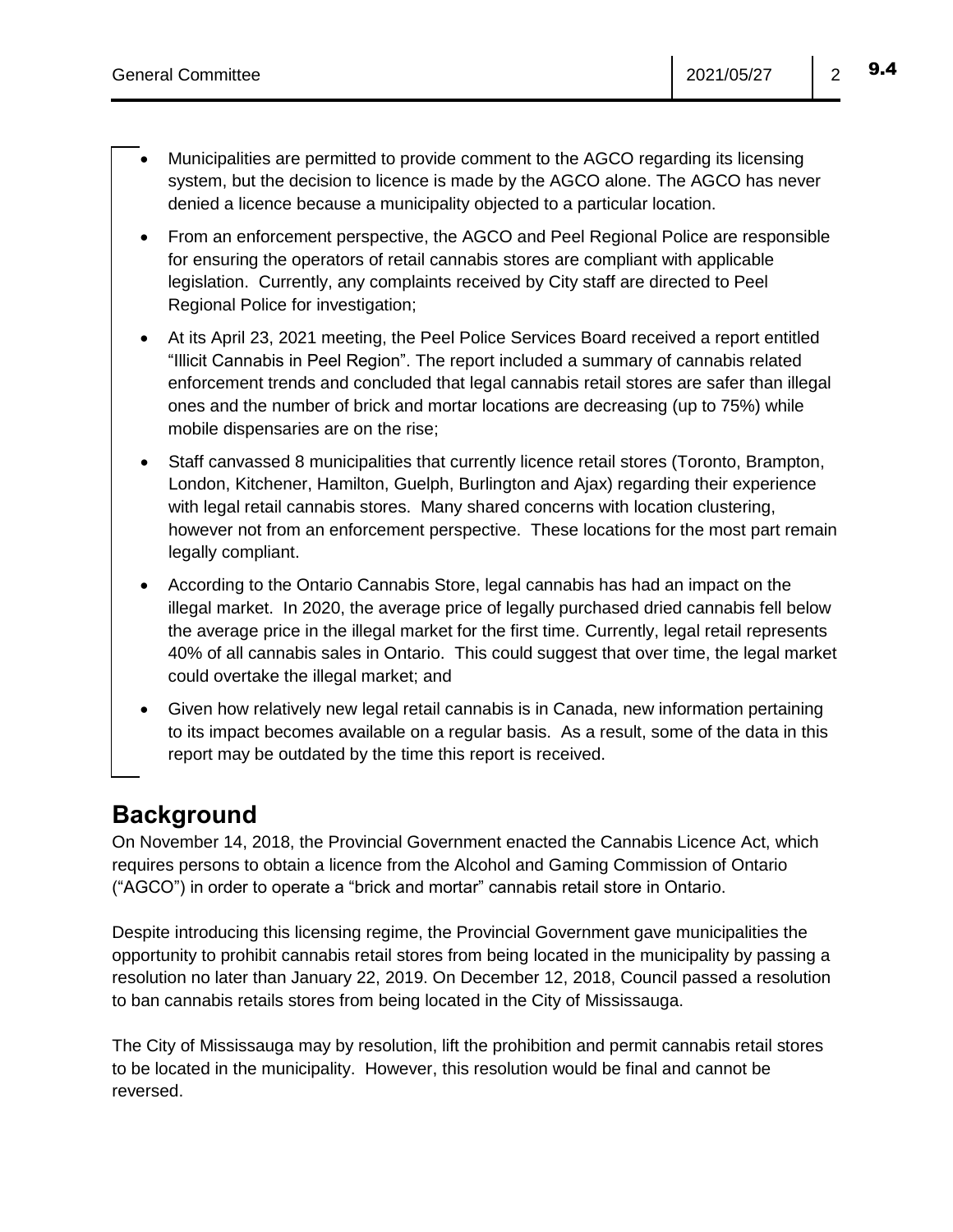- Municipalities are permitted to provide comment to the AGCO regarding its licensing system, but the decision to licence is made by the AGCO alone. The AGCO has never denied a licence because a municipality objected to a particular location.
- From an enforcement perspective, the AGCO and Peel Regional Police are responsible for ensuring the operators of retail cannabis stores are compliant with applicable legislation. Currently, any complaints received by City staff are directed to Peel Regional Police for investigation;
- At its April 23, 2021 meeting, the Peel Police Services Board received a report entitled "Illicit Cannabis in Peel Region". The report included a summary of cannabis related enforcement trends and concluded that legal cannabis retail stores are safer than illegal ones and the number of brick and mortar locations are decreasing (up to 75%) while mobile dispensaries are on the rise;
- Staff canvassed 8 municipalities that currently licence retail stores (Toronto, Brampton, London, Kitchener, Hamilton, Guelph, Burlington and Ajax) regarding their experience with legal retail cannabis stores. Many shared concerns with location clustering, however not from an enforcement perspective. These locations for the most part remain legally compliant.
- According to the Ontario Cannabis Store, legal cannabis has had an impact on the illegal market. In 2020, the average price of legally purchased dried cannabis fell below the average price in the illegal market for the first time. Currently, legal retail represents 40% of all cannabis sales in Ontario. This could suggest that over time, the legal market could overtake the illegal market; and
- Given how relatively new legal retail cannabis is in Canada, new information pertaining to its impact becomes available on a regular basis. As a result, some of the data in this report may be outdated by the time this report is received.

## Background

On November 14, 2018, the Provincial Government enacted the Cannabis Licence Act, which requires persons to obtain a licence from the Alcohol and Gaming Commission of Ontario ("AGCO") in order to operate a "brick and mortar" cannabis retail store in Ontario.

Despite introducing this licensing regime, the Provincial Government gave municipalities the opportunity to prohibit cannabis retail stores from being located in the municipality by passing a resolution no later than January 22, 2019. On December 12, 2018, Council passed a resolution to ban cannabis retails stores from being located in the City of Mississauga.

The City of Mississauga may by resolution, lift the prohibition and permit cannabis retail stores to be located in the municipality. However, this resolution would be final and cannot be reversed.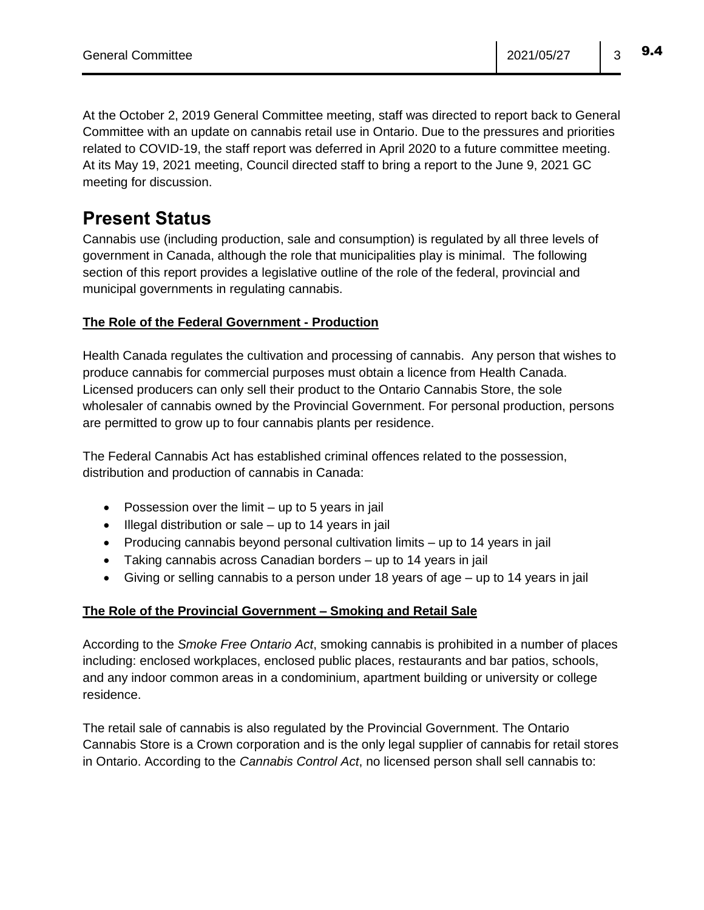At the October 2, 2019 General Committee meeting, staff was directed to report back to General Committee with an update on cannabis retail use in Ontario. Due to the pressures and priorities related to COVID-19, the staff report was deferred in April 2020 to a future committee meeting. At its May 19, 2021 meeting, Council directed staff to bring a report to the June 9, 2021 GC meeting for discussion.

# Present Status

Cannabis use (including production, sale and consumption) is regulated by all three levels of government in Canada, although the role that municipalities play is minimal. The following section of this report provides a legislative outline of the role of the federal, provincial and municipal governments in regulating cannabis.

**The Role of the Federal Government - Production**

Health Canada regulates the cultivation and processing of cannabis. Any person that wishes to produce cannabis for commercial purposes must obtain a licence from Health Canada. Licensed producers can only sell their product to the Ontario Cannabis Store, the sole wholesaler of cannabis owned by the Provincial Government. For personal production, persons are permitted to grow up to four cannabis plants per residence.

The Federal Cannabis Act has established criminal offences related to the possession, distribution and production of cannabis in Canada:

- Possession over the limit – up to 5 years in jail
- Illegal distribution or sale – up to 14 years in jail
- Producing cannabis beyond personal cultivation limits – up to 14 years in jail
- Taking cannabis across Canadian borders – up to 14 years in jail
- Giving or selling cannabis to a person under 18 years of age – up to 14 years in jail

**The Role of the Provincial Government – Smoking and Retail Sale**

According to the *Smoke Free Ontario Act*, smoking cannabis is prohibited in a number of places including: enclosed workplaces, enclosed public places, restaurants and bar patios, schools, and any indoor common areas in a condominium, apartment building or university or college residence.

The retail sale of cannabis is also regulated by the Provincial Government. The Ontario Cannabis Store is a Crown corporation and is the only legal supplier of cannabis for retail stores in Ontario. According to the *Cannabis Control Act*, no licensed person shall sell cannabis to: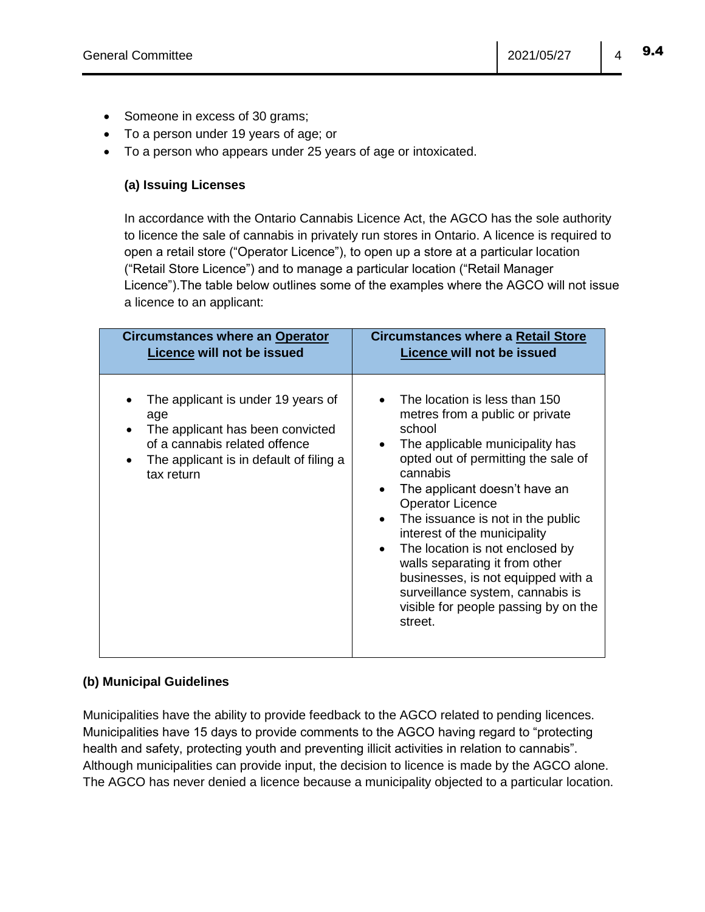- Someone in excess of 30 grams;
- To a person under 19 years of age; or
- To a person who appears under 25 years of age or intoxicated.

**(a) Issuing Licenses**

In accordance with the Ontario Cannabis Licence Act, the AGCO has the sole authority to licence the sale of cannabis in privately run stores in Ontario. A licence is required to open a retail store ("Operator Licence"), to open up a store at a particular location ("Retail Store Licence") and to manage a particular location ("Retail Manager Licence").The table below outlines some of the examples where the AGCO will not issue a licence to an applicant:

| Circumstances where an Operator Licence will not be issued | Circumstances where a Retail Store Licence will not be issued |
|---|---|
| • The applicant is under 19 years of age<br>• The applicant has been convicted of a cannabis related offence<br>• The applicant is in default of filing a tax return | • The location is less than 150 metres from a public or private school<br>• The applicable municipality has opted out of permitting the sale of cannabis<br>• The applicant doesn't have an Operator Licence<br>• The issuance is not in the public interest of the municipality<br>• The location is not enclosed by walls separating it from other businesses, is not equipped with a surveillance system, cannabis is visible for people passing by on the street. |

**(b) Municipal Guidelines**

Municipalities have the ability to provide feedback to the AGCO related to pending licences. Municipalities have 15 days to provide comments to the AGCO having regard to "protecting health and safety, protecting youth and preventing illicit activities in relation to cannabis". Although municipalities can provide input, the decision to licence is made by the AGCO alone. The AGCO has never denied a licence because a municipality objected to a particular location.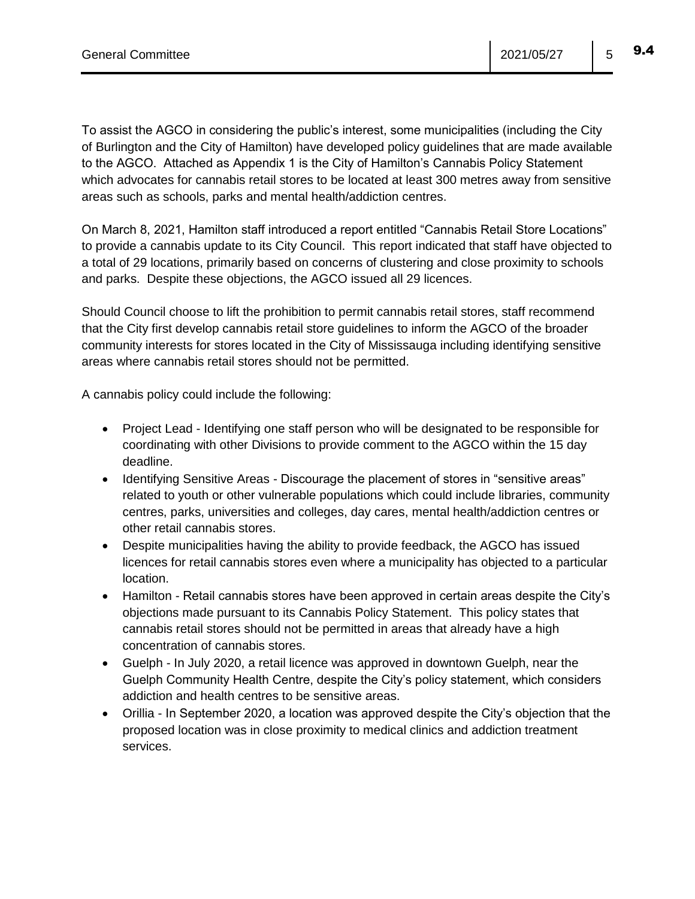To assist the AGCO in considering the public's interest, some municipalities (including the City of Burlington and the City of Hamilton) have developed policy guidelines that are made available to the AGCO. Attached as Appendix 1 is the City of Hamilton's Cannabis Policy Statement which advocates for cannabis retail stores to be located at least 300 metres away from sensitive areas such as schools, parks and mental health/addiction centres.

On March 8, 2021, Hamilton staff introduced a report entitled "Cannabis Retail Store Locations" to provide a cannabis update to its City Council. This report indicated that staff have objected to a total of 29 locations, primarily based on concerns of clustering and close proximity to schools and parks. Despite these objections, the AGCO issued all 29 licences.

Should Council choose to lift the prohibition to permit cannabis retail stores, staff recommend that the City first develop cannabis retail store guidelines to inform the AGCO of the broader community interests for stores located in the City of Mississauga including identifying sensitive areas where cannabis retail stores should not be permitted.

A cannabis policy could include the following:

- Project Lead - Identifying one staff person who will be designated to be responsible for coordinating with other Divisions to provide comment to the AGCO within the 15 day deadline.
- Identifying Sensitive Areas - Discourage the placement of stores in "sensitive areas" related to youth or other vulnerable populations which could include libraries, community centres, parks, universities and colleges, day cares, mental health/addiction centres or other retail cannabis stores.
- Despite municipalities having the ability to provide feedback, the AGCO has issued licences for retail cannabis stores even where a municipality has objected to a particular location.
- Hamilton - Retail cannabis stores have been approved in certain areas despite the City's objections made pursuant to its Cannabis Policy Statement. This policy states that cannabis retail stores should not be permitted in areas that already have a high concentration of cannabis stores.
- Guelph - In July 2020, a retail licence was approved in downtown Guelph, near the Guelph Community Health Centre, despite the City's policy statement, which considers addiction and health centres to be sensitive areas.
- Orillia - In September 2020, a location was approved despite the City's objection that the proposed location was in close proximity to medical clinics and addiction treatment services.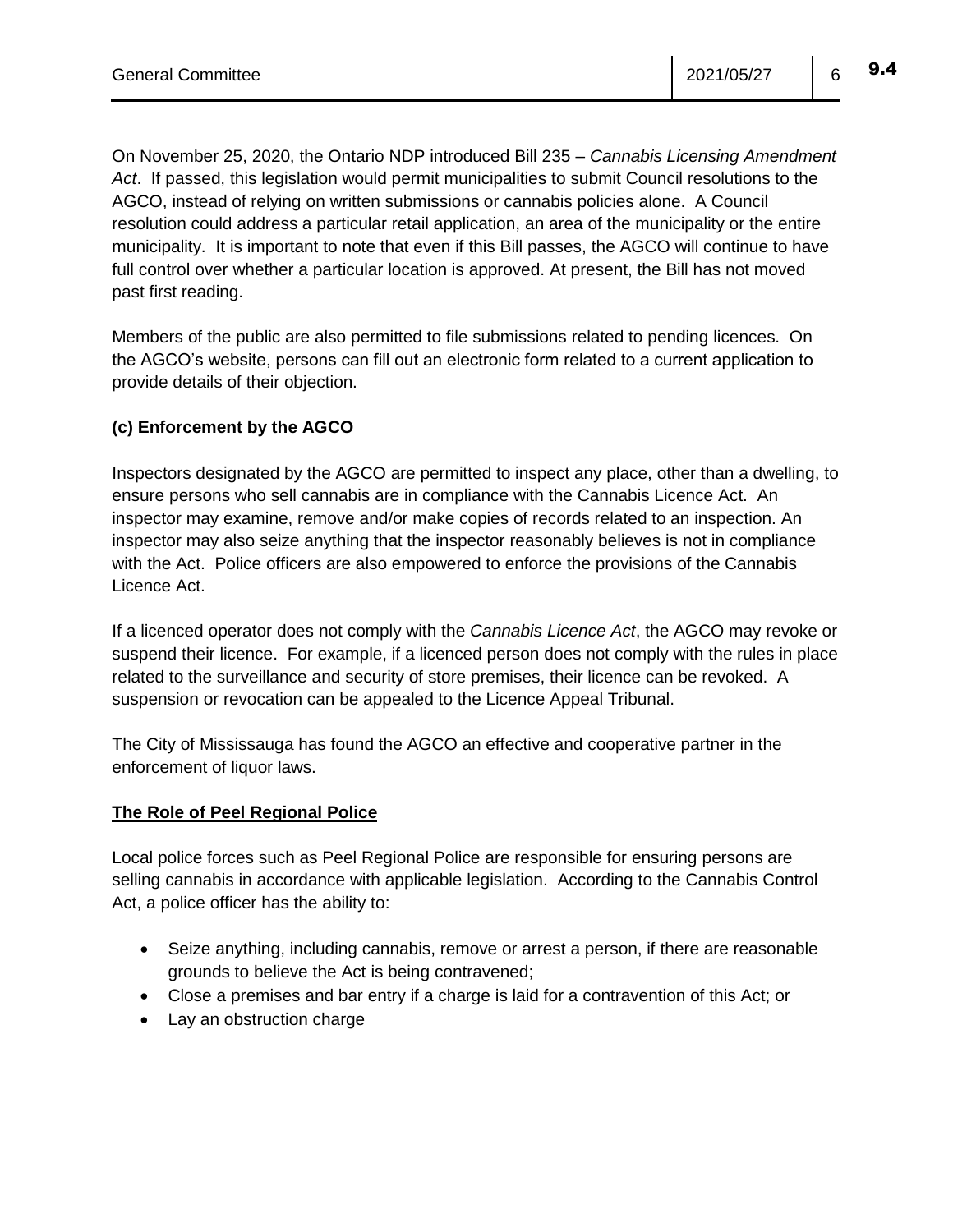On November 25, 2020, the Ontario NDP introduced Bill 235 – *Cannabis Licensing Amendment Act*. If passed, this legislation would permit municipalities to submit Council resolutions to the AGCO, instead of relying on written submissions or cannabis policies alone. A Council resolution could address a particular retail application, an area of the municipality or the entire municipality. It is important to note that even if this Bill passes, the AGCO will continue to have full control over whether a particular location is approved. At present, the Bill has not moved past first reading.

Members of the public are also permitted to file submissions related to pending licences. On the AGCO's website, persons can fill out an electronic form related to a current application to provide details of their objection.

**(c) Enforcement by the AGCO**

Inspectors designated by the AGCO are permitted to inspect any place, other than a dwelling, to ensure persons who sell cannabis are in compliance with the Cannabis Licence Act. An inspector may examine, remove and/or make copies of records related to an inspection. An inspector may also seize anything that the inspector reasonably believes is not in compliance with the Act. Police officers are also empowered to enforce the provisions of the Cannabis Licence Act.

If a licenced operator does not comply with the *Cannabis Licence Act*, the AGCO may revoke or suspend their licence. For example, if a licenced person does not comply with the rules in place related to the surveillance and security of store premises, their licence can be revoked. A suspension or revocation can be appealed to the Licence Appeal Tribunal.

The City of Mississauga has found the AGCO an effective and cooperative partner in the enforcement of liquor laws.

**The Role of Peel Regional Police**

Local police forces such as Peel Regional Police are responsible for ensuring persons are selling cannabis in accordance with applicable legislation. According to the Cannabis Control Act, a police officer has the ability to:

- Seize anything, including cannabis, remove or arrest a person, if there are reasonable grounds to believe the Act is being contravened;
- Close a premises and bar entry if a charge is laid for a contravention of this Act; or
- Lay an obstruction charge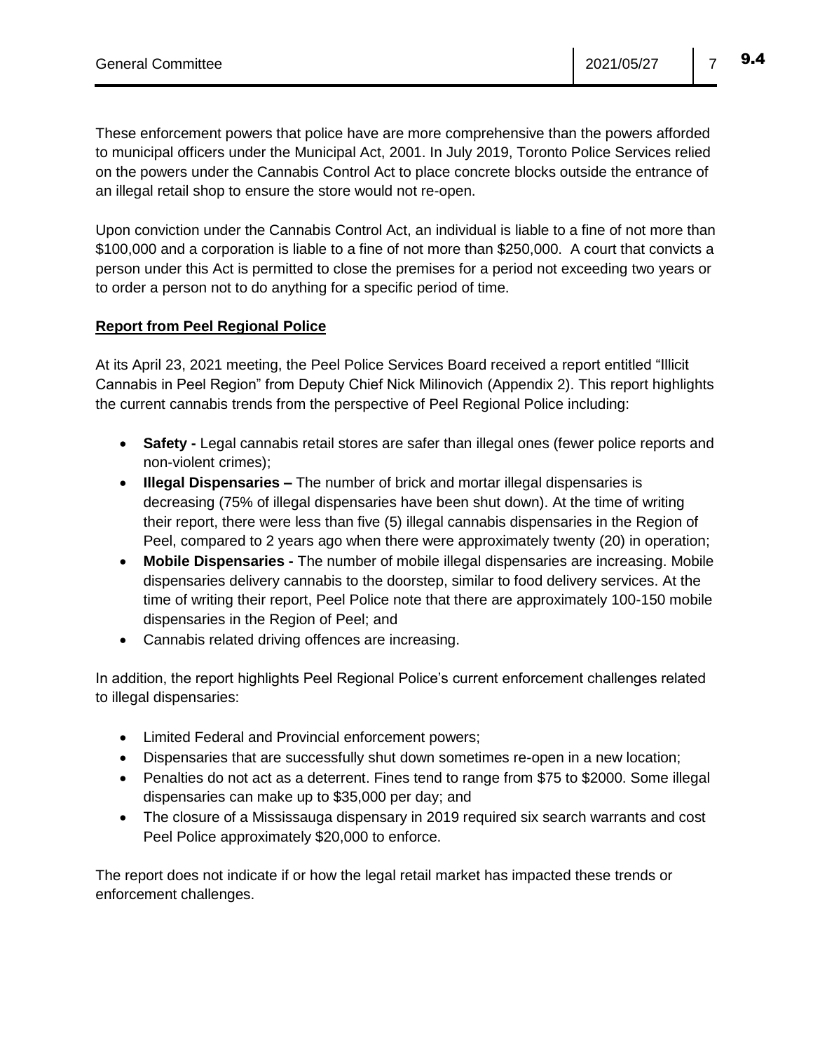These enforcement powers that police have are more comprehensive than the powers afforded to municipal officers under the Municipal Act, 2001. In July 2019, Toronto Police Services relied on the powers under the Cannabis Control Act to place concrete blocks outside the entrance of an illegal retail shop to ensure the store would not re-open.

Upon conviction under the Cannabis Control Act, an individual is liable to a fine of not more than $100,000 and a corporation is liable to a fine of not more than $250,000. A court that convicts a person under this Act is permitted to close the premises for a period not exceeding two years or to order a person not to do anything for a specific period of time.

**Report from Peel Regional Police**

At its April 23, 2021 meeting, the Peel Police Services Board received a report entitled "Illicit Cannabis in Peel Region" from Deputy Chief Nick Milinovich (Appendix 2). This report highlights the current cannabis trends from the perspective of Peel Regional Police including:

- **Safety -** Legal cannabis retail stores are safer than illegal ones (fewer police reports and non-violent crimes);
- **Illegal Dispensaries –** The number of brick and mortar illegal dispensaries is decreasing (75% of illegal dispensaries have been shut down). At the time of writing their report, there were less than five (5) illegal cannabis dispensaries in the Region of Peel, compared to 2 years ago when there were approximately twenty (20) in operation;
- **Mobile Dispensaries -** The number of mobile illegal dispensaries are increasing. Mobile dispensaries delivery cannabis to the doorstep, similar to food delivery services. At the time of writing their report, Peel Police note that there are approximately 100-150 mobile dispensaries in the Region of Peel; and
- Cannabis related driving offences are increasing.

In addition, the report highlights Peel Regional Police's current enforcement challenges related to illegal dispensaries:

- Limited Federal and Provincial enforcement powers;
- Dispensaries that are successfully shut down sometimes re-open in a new location;
- Penalties do not act as a deterrent. Fines tend to range from $75 to $2000. Some illegal dispensaries can make up to $35,000 per day; and
- The closure of a Mississauga dispensary in 2019 required six search warrants and cost Peel Police approximately $20,000 to enforce.

The report does not indicate if or how the legal retail market has impacted these trends or enforcement challenges.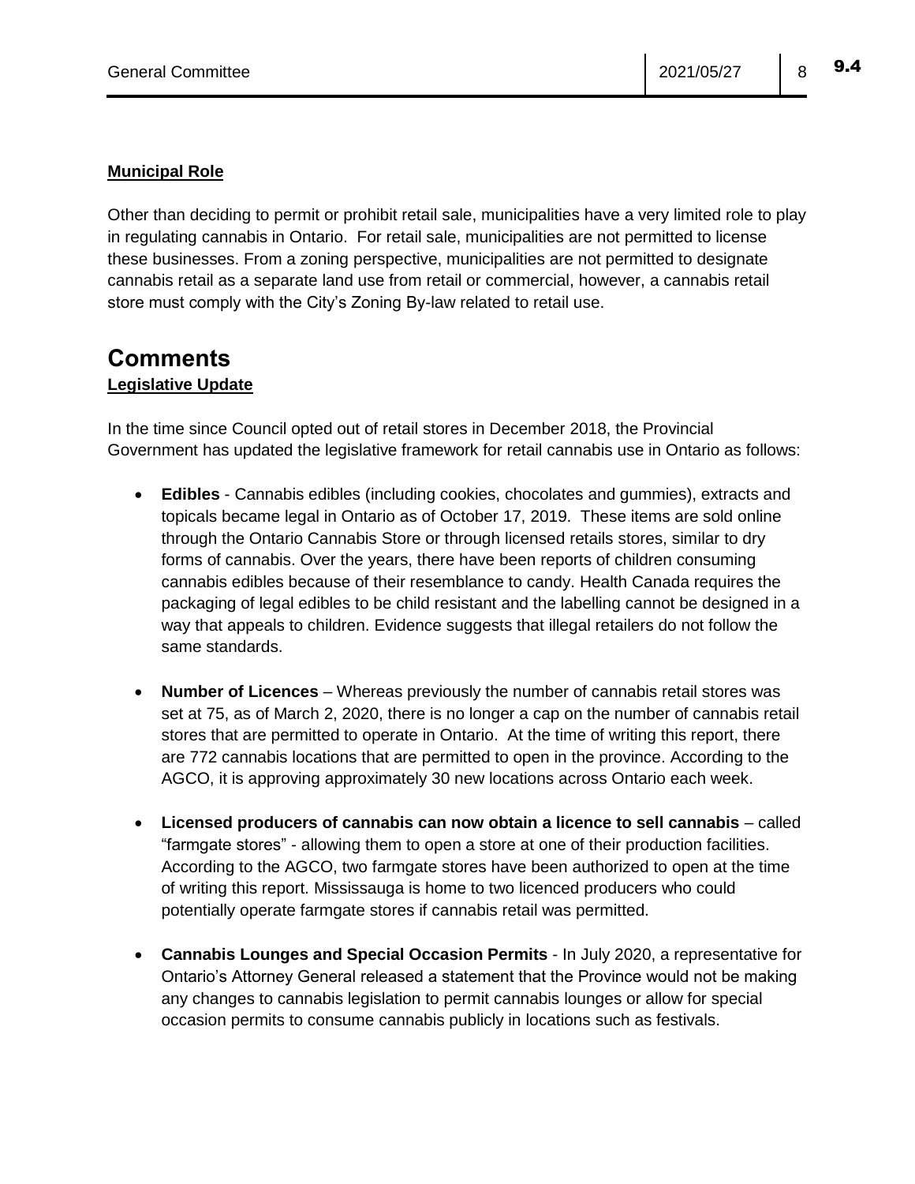**Municipal Role**

Other than deciding to permit or prohibit retail sale, municipalities have a very limited role to play in regulating cannabis in Ontario. For retail sale, municipalities are not permitted to license these businesses. From a zoning perspective, municipalities are not permitted to designate cannabis retail as a separate land use from retail or commercial, however, a cannabis retail store must comply with the City's Zoning By-law related to retail use.

# Comments

**Legislative Update**

In the time since Council opted out of retail stores in December 2018, the Provincial Government has updated the legislative framework for retail cannabis use in Ontario as follows:

- **Edibles** - Cannabis edibles (including cookies, chocolates and gummies), extracts and topicals became legal in Ontario as of October 17, 2019. These items are sold online through the Ontario Cannabis Store or through licensed retails stores, similar to dry forms of cannabis. Over the years, there have been reports of children consuming cannabis edibles because of their resemblance to candy. Health Canada requires the packaging of legal edibles to be child resistant and the labelling cannot be designed in a way that appeals to children. Evidence suggests that illegal retailers do not follow the same standards.

- **Number of Licences** – Whereas previously the number of cannabis retail stores was set at 75, as of March 2, 2020, there is no longer a cap on the number of cannabis retail stores that are permitted to operate in Ontario. At the time of writing this report, there are 772 cannabis locations that are permitted to open in the province. According to the AGCO, it is approving approximately 30 new locations across Ontario each week.

- **Licensed producers of cannabis can now obtain a licence to sell cannabis** – called "farmgate stores" - allowing them to open a store at one of their production facilities. According to the AGCO, two farmgate stores have been authorized to open at the time of writing this report. Mississauga is home to two licenced producers who could potentially operate farmgate stores if cannabis retail was permitted.

- **Cannabis Lounges and Special Occasion Permits** - In July 2020, a representative for Ontario's Attorney General released a statement that the Province would not be making any changes to cannabis legislation to permit cannabis lounges or allow for special occasion permits to consume cannabis publicly in locations such as festivals.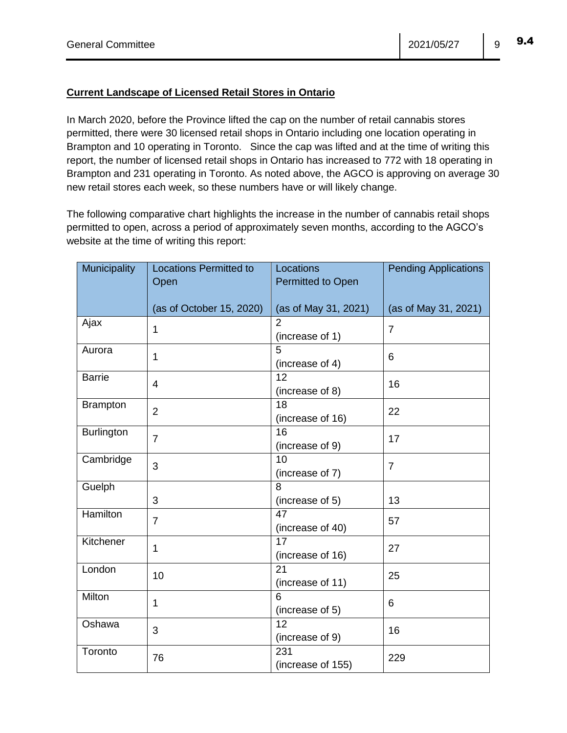**Current Landscape of Licensed Retail Stores in Ontario**

In March 2020, before the Province lifted the cap on the number of retail cannabis stores permitted, there were 30 licensed retail shops in Ontario including one location operating in Brampton and 10 operating in Toronto. Since the cap was lifted and at the time of writing this report, the number of licensed retail shops in Ontario has increased to 772 with 18 operating in Brampton and 231 operating in Toronto. As noted above, the AGCO is approving on average 30 new retail stores each week, so these numbers have or will likely change.

The following comparative chart highlights the increase in the number of cannabis retail shops permitted to open, across a period of approximately seven months, according to the AGCO's website at the time of writing this report:

| Municipality | Locations Permitted to Open (as of October 15, 2020) | Locations Permitted to Open (as of May 31, 2021) | Pending Applications (as of May 31, 2021) |
|---|---|---|---|
| Ajax | 1 | 2 (increase of 1) | 7 |
| Aurora | 1 | 5 (increase of 4) | 6 |
| Barrie | 4 | 12 (increase of 8) | 16 |
| Brampton | 2 | 18 (increase of 16) | 22 |
| Burlington | 7 | 16 (increase of 9) | 17 |
| Cambridge | 3 | 10 (increase of 7) | 7 |
| Guelph | 3 | 8 (increase of 5) | 13 |
| Hamilton | 7 | 47 (increase of 40) | 57 |
| Kitchener | 1 | 17 (increase of 16) | 27 |
| London | 10 | 21 (increase of 11) | 25 |
| Milton | 1 | 6 (increase of 5) | 6 |
| Oshawa | 3 | 12 (increase of 9) | 16 |
| Toronto | 76 | 231 (increase of 155) | 229 |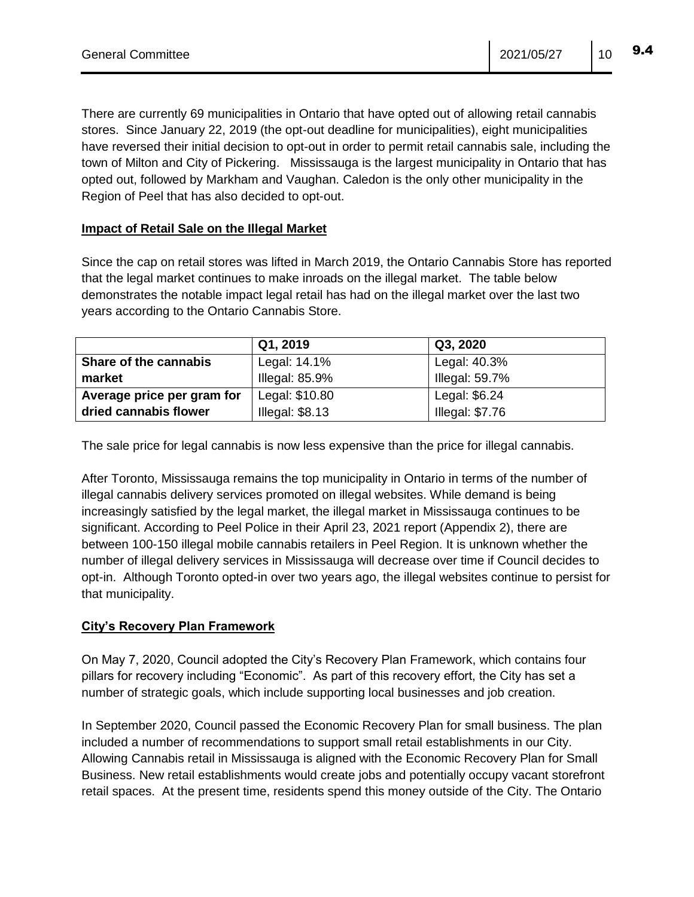There are currently 69 municipalities in Ontario that have opted out of allowing retail cannabis stores. Since January 22, 2019 (the opt-out deadline for municipalities), eight municipalities have reversed their initial decision to opt-out in order to permit retail cannabis sale, including the town of Milton and City of Pickering. Mississauga is the largest municipality in Ontario that has opted out, followed by Markham and Vaughan. Caledon is the only other municipality in the Region of Peel that has also decided to opt-out.

**Impact of Retail Sale on the Illegal Market**

Since the cap on retail stores was lifted in March 2019, the Ontario Cannabis Store has reported that the legal market continues to make inroads on the illegal market. The table below demonstrates the notable impact legal retail has had on the illegal market over the last two years according to the Ontario Cannabis Store.

| | Q1, 2019 | Q3, 2020 |
|---|---|---|
| **Share of the cannabis market** | Legal: 14.1%<br>Illegal: 85.9% | Legal: 40.3%<br>Illegal: 59.7% |
| **Average price per gram for dried cannabis flower** | Legal: $10.80<br>Illegal: $8.13 | Legal: $6.24<br>Illegal: $7.76 |

The sale price for legal cannabis is now less expensive than the price for illegal cannabis.

After Toronto, Mississauga remains the top municipality in Ontario in terms of the number of illegal cannabis delivery services promoted on illegal websites. While demand is being increasingly satisfied by the legal market, the illegal market in Mississauga continues to be significant. According to Peel Police in their April 23, 2021 report (Appendix 2), there are between 100-150 illegal mobile cannabis retailers in Peel Region. It is unknown whether the number of illegal delivery services in Mississauga will decrease over time if Council decides to opt-in. Although Toronto opted-in over two years ago, the illegal websites continue to persist for that municipality.

**City's Recovery Plan Framework**

On May 7, 2020, Council adopted the City's Recovery Plan Framework, which contains four pillars for recovery including "Economic". As part of this recovery effort, the City has set a number of strategic goals, which include supporting local businesses and job creation.

In September 2020, Council passed the Economic Recovery Plan for small business. The plan included a number of recommendations to support small retail establishments in our City. Allowing Cannabis retail in Mississauga is aligned with the Economic Recovery Plan for Small Business. New retail establishments would create jobs and potentially occupy vacant storefront retail spaces. At the present time, residents spend this money outside of the City. The Ontario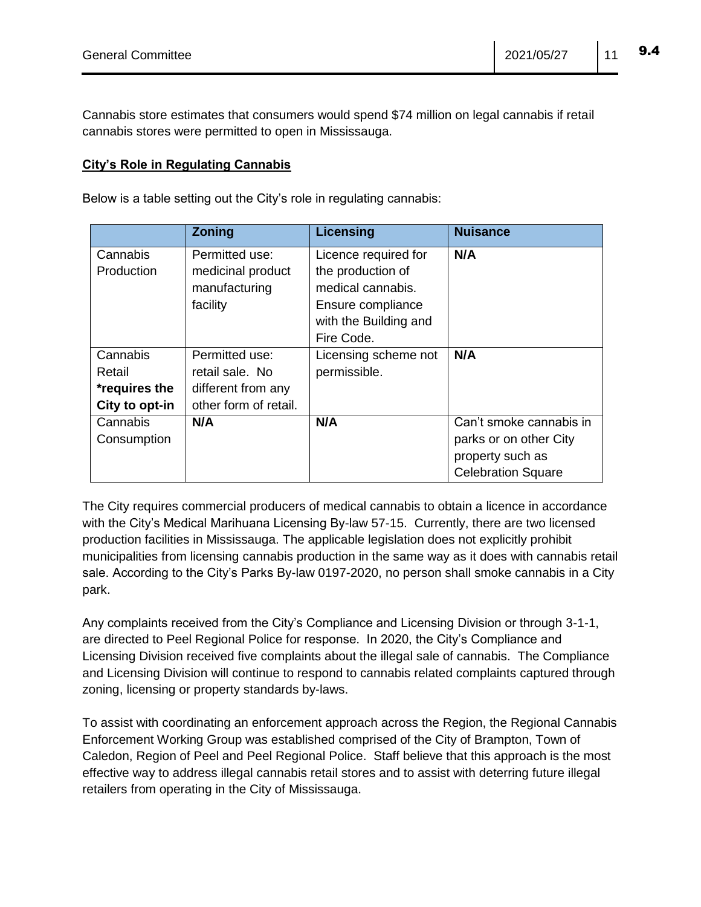Cannabis store estimates that consumers would spend $74 million on legal cannabis if retail cannabis stores were permitted to open in Mississauga.

**City's Role in Regulating Cannabis**

Below is a table setting out the City's role in regulating cannabis:

| | **Zoning** | **Licensing** | **Nuisance** |
|---|---|---|---|
| Cannabis Production | Permitted use: medicinal product manufacturing facility | Licence required for the production of medical cannabis. Ensure compliance with the Building and Fire Code. | **N/A** |
| Cannabis Retail **\*requires the City to opt-in** | Permitted use: retail sale. No different from any other form of retail. | Licensing scheme not permissible. | **N/A** |
| Cannabis Consumption | **N/A** | **N/A** | Can't smoke cannabis in parks or on other City property such as Celebration Square |

The City requires commercial producers of medical cannabis to obtain a licence in accordance with the City's Medical Marihuana Licensing By-law 57-15. Currently, there are two licensed production facilities in Mississauga. The applicable legislation does not explicitly prohibit municipalities from licensing cannabis production in the same way as it does with cannabis retail sale. According to the City's Parks By-law 0197-2020, no person shall smoke cannabis in a City park.

Any complaints received from the City's Compliance and Licensing Division or through 3-1-1, are directed to Peel Regional Police for response. In 2020, the City's Compliance and Licensing Division received five complaints about the illegal sale of cannabis. The Compliance and Licensing Division will continue to respond to cannabis related complaints captured through zoning, licensing or property standards by-laws.

To assist with coordinating an enforcement approach across the Region, the Regional Cannabis Enforcement Working Group was established comprised of the City of Brampton, Town of Caledon, Region of Peel and Peel Regional Police. Staff believe that this approach is the most effective way to address illegal cannabis retail stores and to assist with deterring future illegal retailers from operating in the City of Mississauga.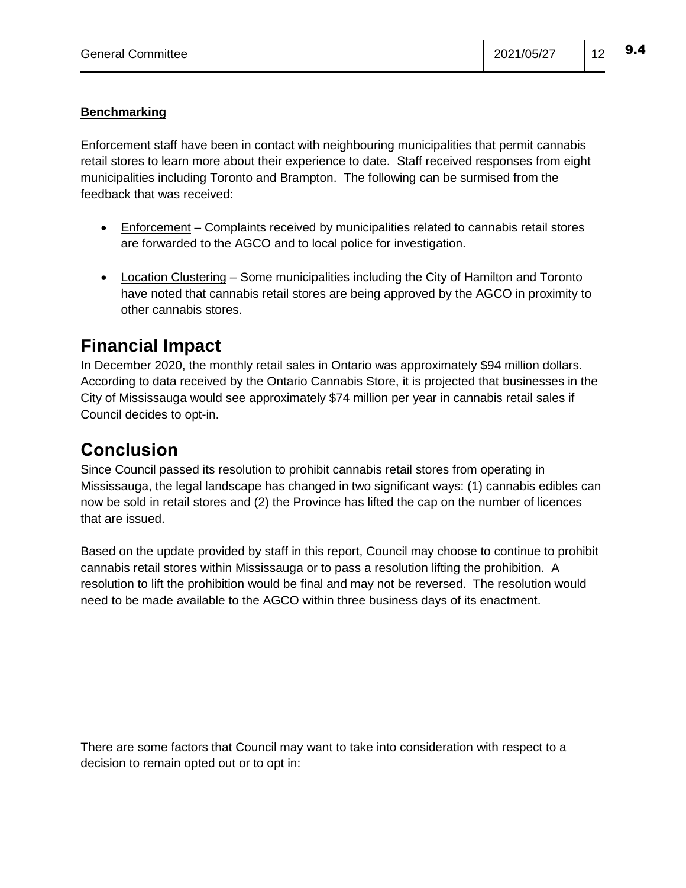**Benchmarking**

Enforcement staff have been in contact with neighbouring municipalities that permit cannabis retail stores to learn more about their experience to date. Staff received responses from eight municipalities including Toronto and Brampton. The following can be surmised from the feedback that was received:

- Enforcement – Complaints received by municipalities related to cannabis retail stores are forwarded to the AGCO and to local police for investigation.
- Location Clustering – Some municipalities including the City of Hamilton and Toronto have noted that cannabis retail stores are being approved by the AGCO in proximity to other cannabis stores.

# Financial Impact

In December 2020, the monthly retail sales in Ontario was approximately $94 million dollars. According to data received by the Ontario Cannabis Store, it is projected that businesses in the City of Mississauga would see approximately $74 million per year in cannabis retail sales if Council decides to opt-in.

# Conclusion

Since Council passed its resolution to prohibit cannabis retail stores from operating in Mississauga, the legal landscape has changed in two significant ways: (1) cannabis edibles can now be sold in retail stores and (2) the Province has lifted the cap on the number of licences that are issued.

Based on the update provided by staff in this report, Council may choose to continue to prohibit cannabis retail stores within Mississauga or to pass a resolution lifting the prohibition. A resolution to lift the prohibition would be final and may not be reversed. The resolution would need to be made available to the AGCO within three business days of its enactment.

There are some factors that Council may want to take into consideration with respect to a decision to remain opted out or to opt in: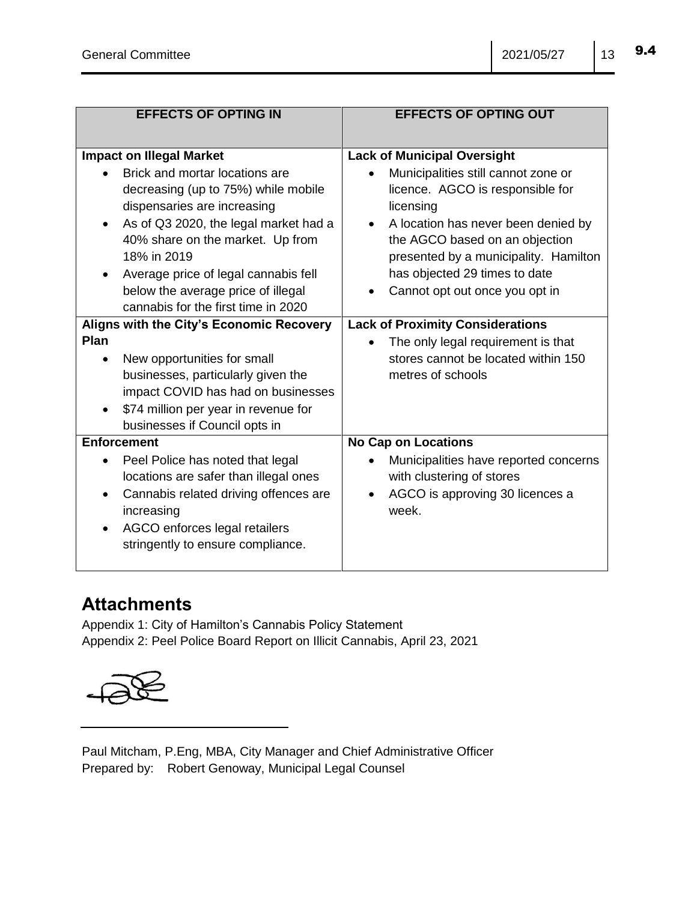| EFFECTS OF OPTING IN | EFFECTS OF OPTING OUT |
|---|---|
| **Impact on Illegal Market**<br>• Brick and mortar locations are decreasing (up to 75%) while mobile dispensaries are increasing<br>• As of Q3 2020, the legal market had a 40% share on the market. Up from 18% in 2019<br>• Average price of legal cannabis fell below the average price of illegal cannabis for the first time in 2020 | **Lack of Municipal Oversight**<br>• Municipalities still cannot zone or licence. AGCO is responsible for licensing<br>• A location has never been denied by the AGCO based on an objection presented by a municipality. Hamilton has objected 29 times to date<br>• Cannot opt out once you opt in |
| **Aligns with the City's Economic Recovery Plan**<br>• New opportunities for small businesses, particularly given the impact COVID has had on businesses<br>• $74 million per year in revenue for businesses if Council opts in | **Lack of Proximity Considerations**<br>• The only legal requirement is that stores cannot be located within 150 metres of schools |
| **Enforcement**<br>• Peel Police has noted that legal locations are safer than illegal ones<br>• Cannabis related driving offences are increasing<br>• AGCO enforces legal retailers stringently to ensure compliance. | **No Cap on Locations**<br>• Municipalities have reported concerns with clustering of stores<br>• AGCO is approving 30 licences a week. |

## Attachments

Appendix 1: City of Hamilton's Cannabis Policy Statement
Appendix 2: Peel Police Board Report on Illicit Cannabis, April 23, 2021

Paul Mitcham, P.Eng, MBA, City Manager and Chief Administrative Officer
Prepared by: Robert Genoway, Municipal Legal Counsel